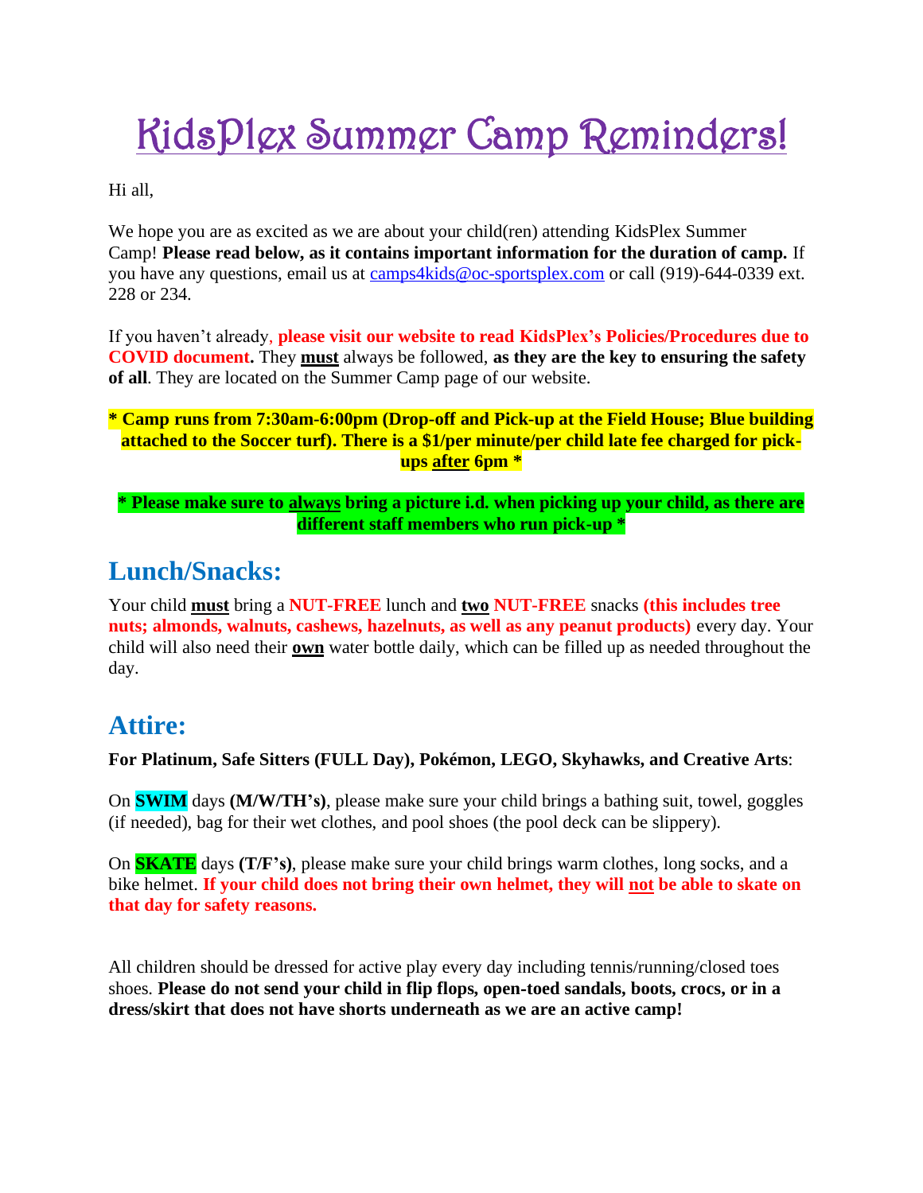# KidsPlex Summer Camp Reminders!

Hi all,

We hope you are as excited as we are about your child(ren) attending KidsPlex Summer Camp! **Please read below, as it contains important information for the duration of camp.** If you have any questions, email us at camps4kids@oc-sportsplex.com or call (919)-644-0339 ext. 228 or 234.

If you haven't already, **please visit our website to read KidsPlex's Policies/Procedures due to COVID document.** They **must** always be followed, **as they are the key to ensuring the safety of all**. They are located on the Summer Camp page of our website.

**\* Camp runs from 7:30am-6:00pm (Drop-off and Pick-up at the Field House; Blue building attached to the Soccer turf). There is a $1/per minute/per child late fee charged for pick-ups after 6pm \***

**\* Please make sure to always bring a picture i.d. when picking up your child, as there are different staff members who run pick-up \***

## Lunch/Snacks:

Your child **must** bring a **NUT-FREE** lunch and **two** **NUT-FREE** snacks **(this includes tree nuts; almonds, walnuts, cashews, hazelnuts, as well as any peanut products)** every day. Your child will also need their **own** water bottle daily, which can be filled up as needed throughout the day.

## Attire:

**For Platinum, Safe Sitters (FULL Day), Pokémon, LEGO, Skyhawks, and Creative Arts**:

On **SWIM** days **(M/W/TH's)**, please make sure your child brings a bathing suit, towel, goggles (if needed), bag for their wet clothes, and pool shoes (the pool deck can be slippery).

On **SKATE** days **(T/F's)**, please make sure your child brings warm clothes, long socks, and a bike helmet. **If your child does not bring their own helmet, they will not be able to skate on that day for safety reasons.**

All children should be dressed for active play every day including tennis/running/closed toes shoes. **Please do not send your child in flip flops, open-toed sandals, boots, crocs, or in a dress/skirt that does not have shorts underneath as we are an active camp!**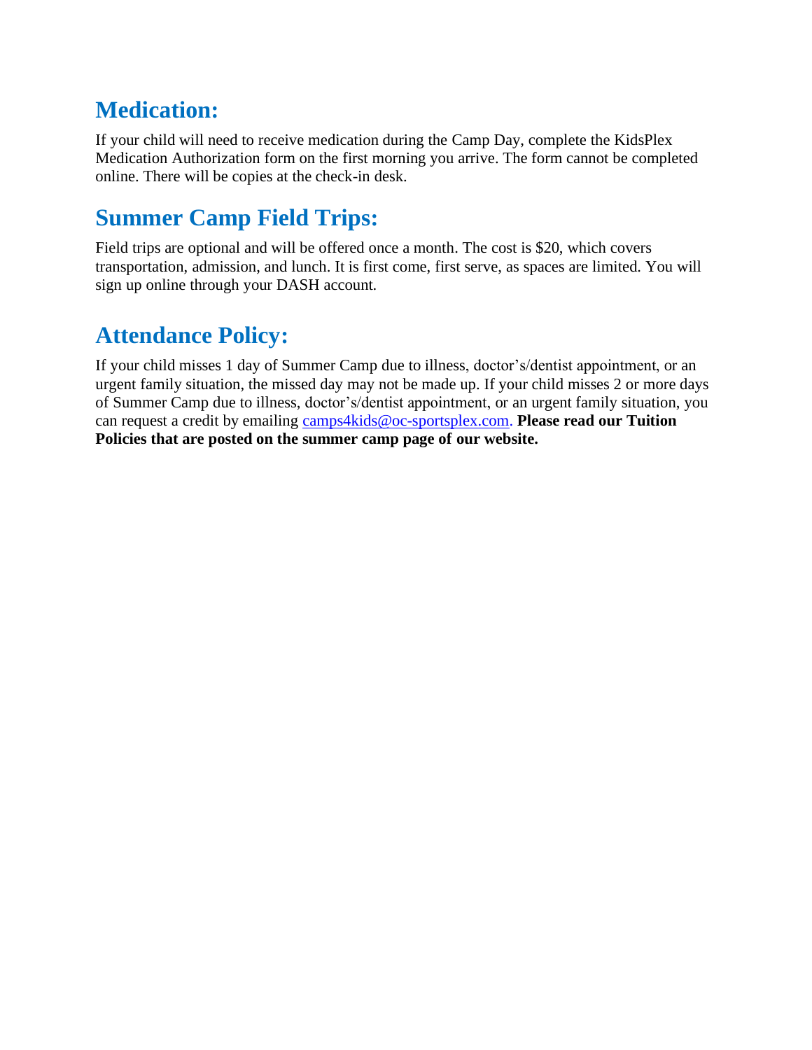## Medication:

If your child will need to receive medication during the Camp Day, complete the KidsPlex Medication Authorization form on the first morning you arrive. The form cannot be completed online. There will be copies at the check-in desk.

## Summer Camp Field Trips:

Field trips are optional and will be offered once a month. The cost is $20, which covers transportation, admission, and lunch. It is first come, first serve, as spaces are limited. You will sign up online through your DASH account.

## Attendance Policy:

If your child misses 1 day of Summer Camp due to illness, doctor's/dentist appointment, or an urgent family situation, the missed day may not be made up. If your child misses 2 or more days of Summer Camp due to illness, doctor's/dentist appointment, or an urgent family situation, you can request a credit by emailing camps4kids@oc-sportsplex.com. **Please read our Tuition Policies that are posted on the summer camp page of our website.**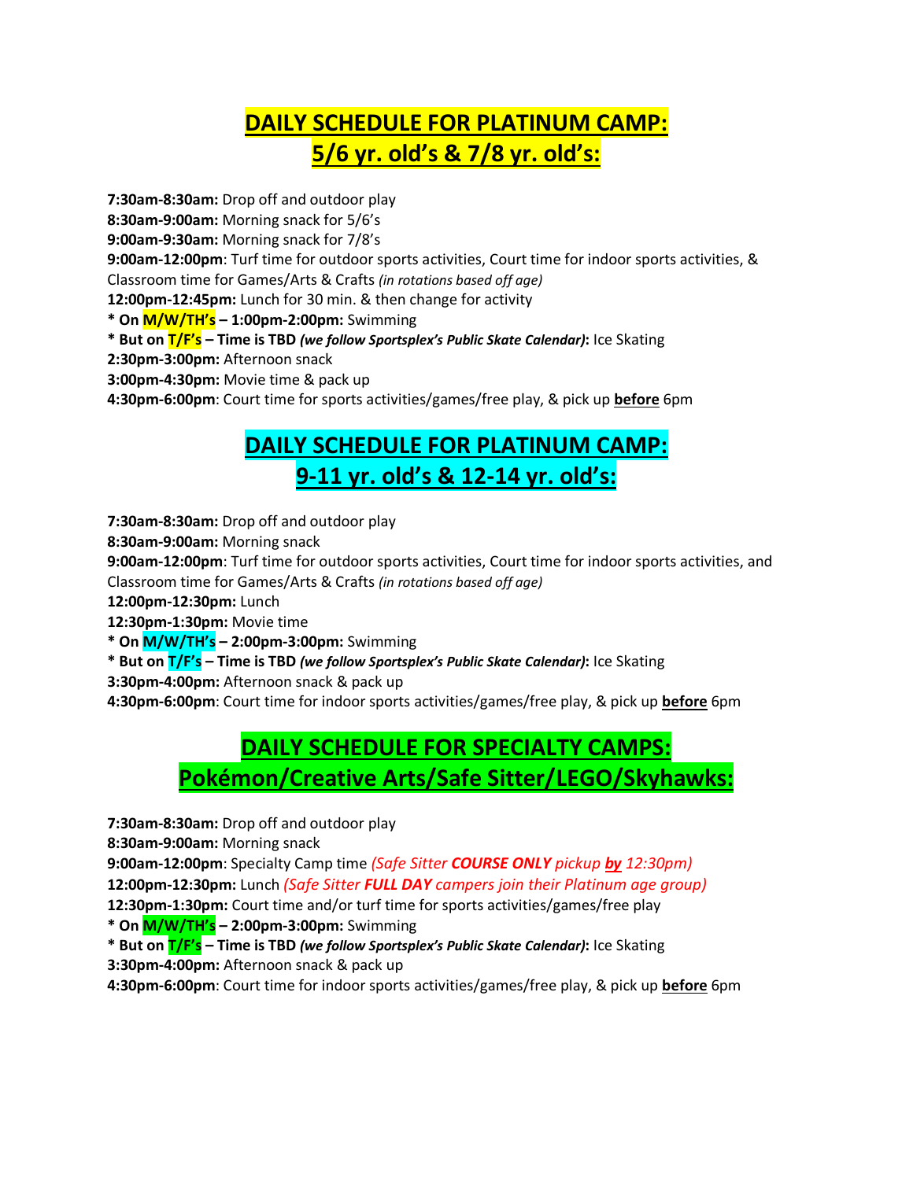# **DAILY SCHEDULE FOR PLATINUM CAMP:**
# **5/6 yr. old's & 7/8 yr. old's:**

**7:30am-8:30am:** Drop off and outdoor play
**8:30am-9:00am:** Morning snack for 5/6's
**9:00am-9:30am:** Morning snack for 7/8's
**9:00am-12:00pm**: Turf time for outdoor sports activities, Court time for indoor sports activities, & Classroom time for Games/Arts & Crafts *(in rotations based off age)*
**12:00pm-12:45pm:** Lunch for 30 min. & then change for activity
**\* On M/W/TH's – 1:00pm-2:00pm:** Swimming
**\* But on T/F's – Time is TBD *(we follow Sportsplex's Public Skate Calendar)*:** Ice Skating
**2:30pm-3:00pm:** Afternoon snack
**3:00pm-4:30pm:** Movie time & pack up
**4:30pm-6:00pm**: Court time for sports activities/games/free play, & pick up **before** 6pm

# **DAILY SCHEDULE FOR PLATINUM CAMP:**
# **9-11 yr. old's & 12-14 yr. old's:**

**7:30am-8:30am:** Drop off and outdoor play
**8:30am-9:00am:** Morning snack
**9:00am-12:00pm**: Turf time for outdoor sports activities, Court time for indoor sports activities, and Classroom time for Games/Arts & Crafts *(in rotations based off age)*
**12:00pm-12:30pm:** Lunch
**12:30pm-1:30pm:** Movie time
**\* On M/W/TH's – 2:00pm-3:00pm:** Swimming
**\* But on T/F's – Time is TBD *(we follow Sportsplex's Public Skate Calendar)*:** Ice Skating
**3:30pm-4:00pm:** Afternoon snack & pack up
**4:30pm-6:00pm**: Court time for indoor sports activities/games/free play, & pick up **before** 6pm

# **DAILY SCHEDULE FOR SPECIALTY CAMPS:**
# **Pokémon/Creative Arts/Safe Sitter/LEGO/Skyhawks:**

**7:30am-8:30am:** Drop off and outdoor play
**8:30am-9:00am:** Morning snack
**9:00am-12:00pm**: Specialty Camp time *(Safe Sitter **COURSE ONLY** pickup **by** 12:30pm)*
**12:00pm-12:30pm:** Lunch *(Safe Sitter **FULL DAY** campers join their Platinum age group)*
**12:30pm-1:30pm:** Court time and/or turf time for sports activities/games/free play
**\* On M/W/TH's – 2:00pm-3:00pm:** Swimming
**\* But on T/F's – Time is TBD *(we follow Sportsplex's Public Skate Calendar)*:** Ice Skating
**3:30pm-4:00pm:** Afternoon snack & pack up
**4:30pm-6:00pm**: Court time for indoor sports activities/games/free play, & pick up **before** 6pm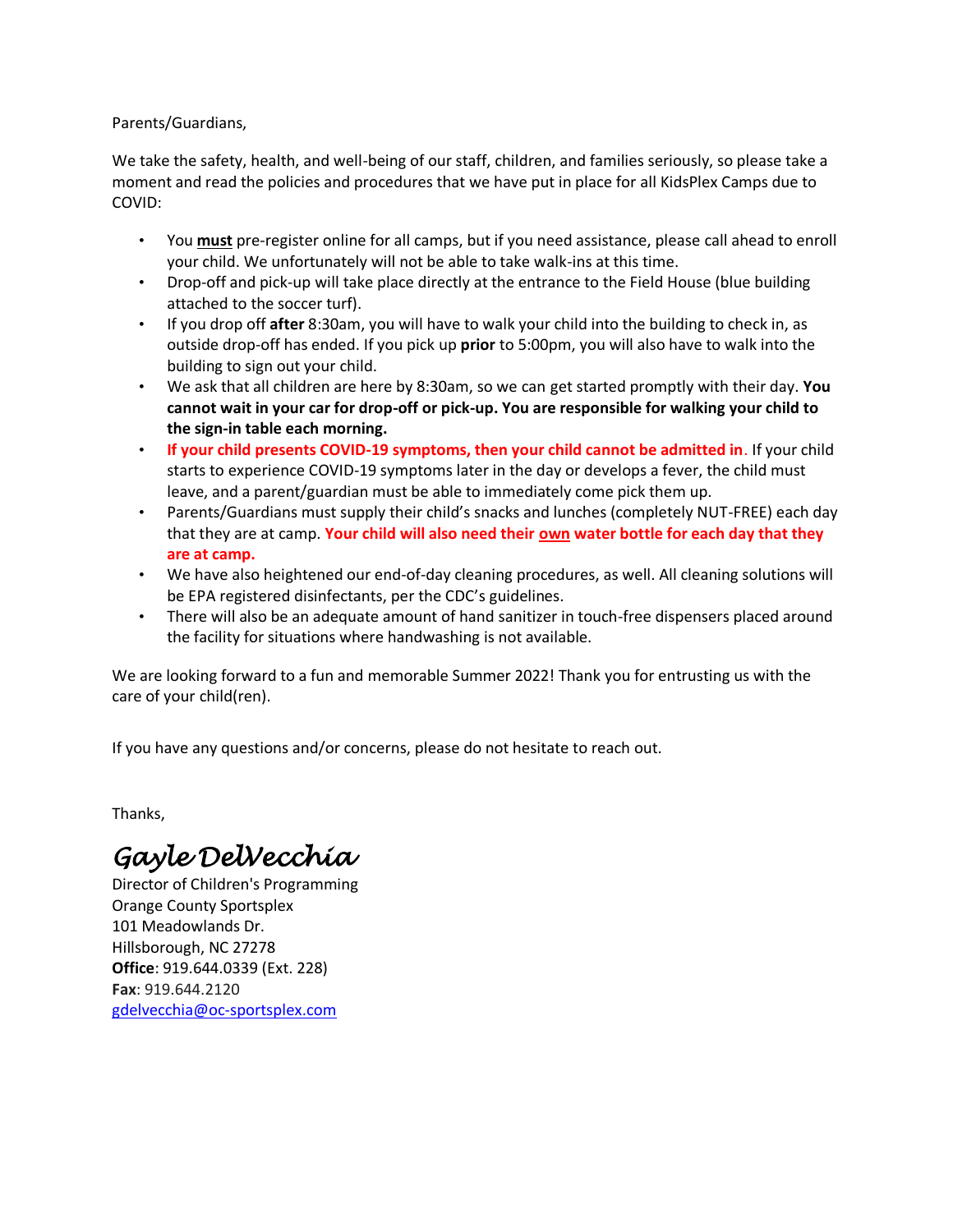Parents/Guardians,

We take the safety, health, and well-being of our staff, children, and families seriously, so please take a moment and read the policies and procedures that we have put in place for all KidsPlex Camps due to COVID:

- You **must** pre-register online for all camps, but if you need assistance, please call ahead to enroll your child. We unfortunately will not be able to take walk-ins at this time.
- Drop-off and pick-up will take place directly at the entrance to the Field House (blue building attached to the soccer turf).
- If you drop off **after** 8:30am, you will have to walk your child into the building to check in, as outside drop-off has ended. If you pick up **prior** to 5:00pm, you will also have to walk into the building to sign out your child.
- We ask that all children are here by 8:30am, so we can get started promptly with their day. **You cannot wait in your car for drop-off or pick-up. You are responsible for walking your child to the sign-in table each morning.**
- **If your child presents COVID-19 symptoms, then your child cannot be admitted in**. If your child starts to experience COVID-19 symptoms later in the day or develops a fever, the child must leave, and a parent/guardian must be able to immediately come pick them up.
- Parents/Guardians must supply their child's snacks and lunches (completely NUT-FREE) each day that they are at camp. **Your child will also need their own water bottle for each day that they are at camp.**
- We have also heightened our end-of-day cleaning procedures, as well. All cleaning solutions will be EPA registered disinfectants, per the CDC's guidelines.
- There will also be an adequate amount of hand sanitizer in touch-free dispensers placed around the facility for situations where handwashing is not available.

We are looking forward to a fun and memorable Summer 2022! Thank you for entrusting us with the care of your child(ren).

If you have any questions and/or concerns, please do not hesitate to reach out.

Thanks,

*Gayle DelVecchia*

Director of Children's Programming
Orange County Sportsplex
101 Meadowlands Dr.
Hillsborough, NC 27278
**Office**: 919.644.0339 (Ext. 228)
**Fax**: 919.644.2120
gdelvecchia@oc-sportsplex.com